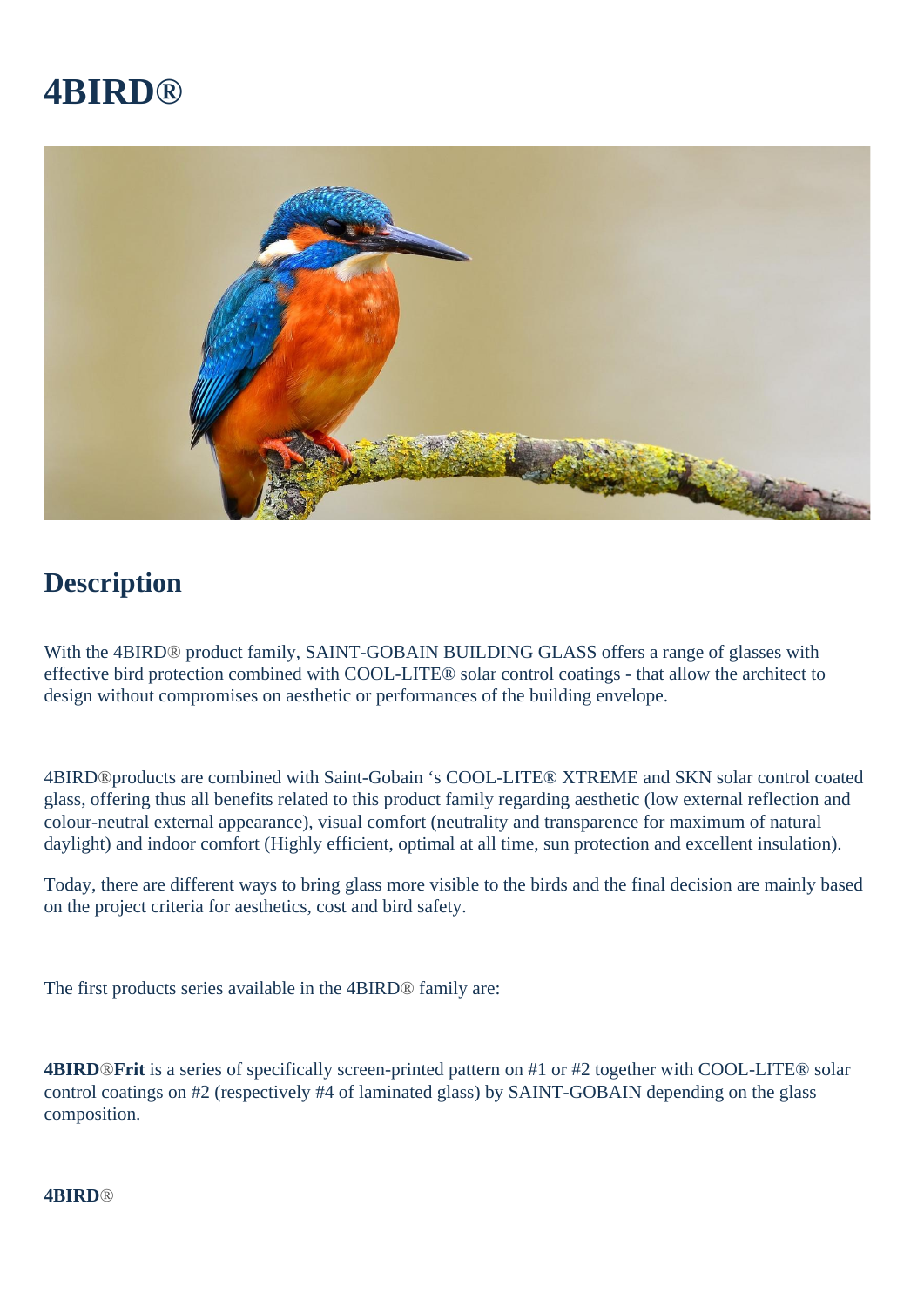# 4BIRD®

## Description

With the 4BIRD® product family, SAINT-GOBAIN BUILDING GLASS offers a range of glasses with effective bird protection combined with COOL-LITE® solar control coatings - that allow the architect to design without compromises on aesthetic or performances of the building envelope.

4BIRD®products are combined with Saint-Gobain 's COOL-LITE® XTREME and SKN solar control coated glass, offering thus all benefits related to this product family regarding aesthetic (low external reflection and colour-neutral external appearance), visual comfort (neutrality and transparence for maximum of natural daylight) and indoor comfort (Highly efficient, optimal at all time, sun protection and excellent insulation).

Today, there are different ways to bring glass more visible to the birds and the final decision are mainly based on the project criteria for aesthetics, cost and bird safety.

The first products series available in the 4BIRD® family are:

**4BIRD**®**Frit** is a series of specifically screen-printed pattern on #1 or #2 together with COOL-LITE® solar control coatings on #2 (respectively #4 of laminated glass) by SAINT-GOBAIN depending on the glass composition.

**4BIRD**®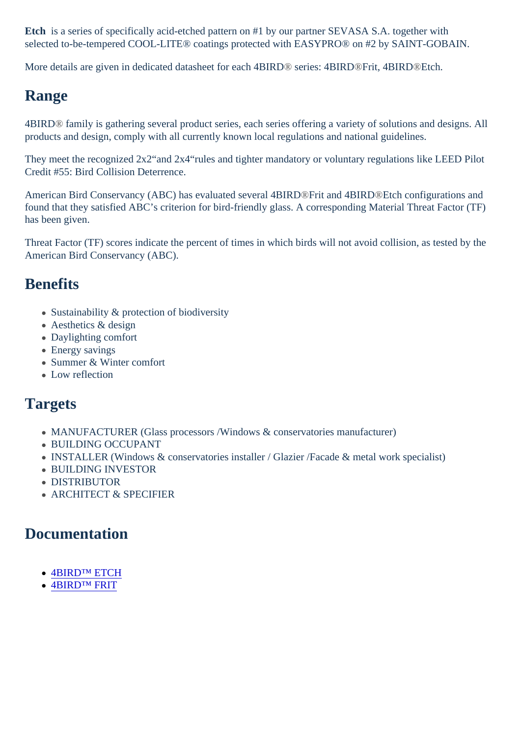**Etch** is a series of specifically acid-etched pattern on #1 by our partner SEVASA S.A. together with selected to-be-tempered COOL-LITE® coatings protected with EASYPRO® on #2 by SAINT-GOBAIN.

More details are given in dedicated datasheet for each 4BIRD® series: 4BIRD®Frit, 4BIRD®Etch.

## Range

4BIRD® family is gathering several product series, each series offering a variety of solutions and designs. All products and design, comply with all currently known local regulations and national guidelines.

They meet the recognized 2x2“and 2x4“rules and tighter mandatory or voluntary regulations like LEED Pilot Credit #55: Bird Collision Deterrence.

American Bird Conservancy (ABC) has evaluated several 4BIRD®Frit and 4BIRD®Etch configurations and found that they satisfied ABC’s criterion for bird-friendly glass. A corresponding Material Threat Factor (TF) has been given.

Threat Factor (TF) scores indicate the percent of times in which birds will not avoid collision, as tested by the American Bird Conservancy (ABC).

## Benefits

- Sustainability & protection of biodiversity
- Aesthetics & design
- Daylighting comfort
- Energy savings
- Summer & Winter comfort
- Low reflection

## Targets

- MANUFACTURER (Glass processors /Windows & conservatories manufacturer)
- BUILDING OCCUPANT
- INSTALLER (Windows & conservatories installer / Glazier /Facade & metal work specialist)
- BUILDING INVESTOR
- DISTRIBUTOR
- ARCHITECT & SPECIFIER

## Documentation

- 4BIRD™ ETCH
- 4BIRD™ FRIT